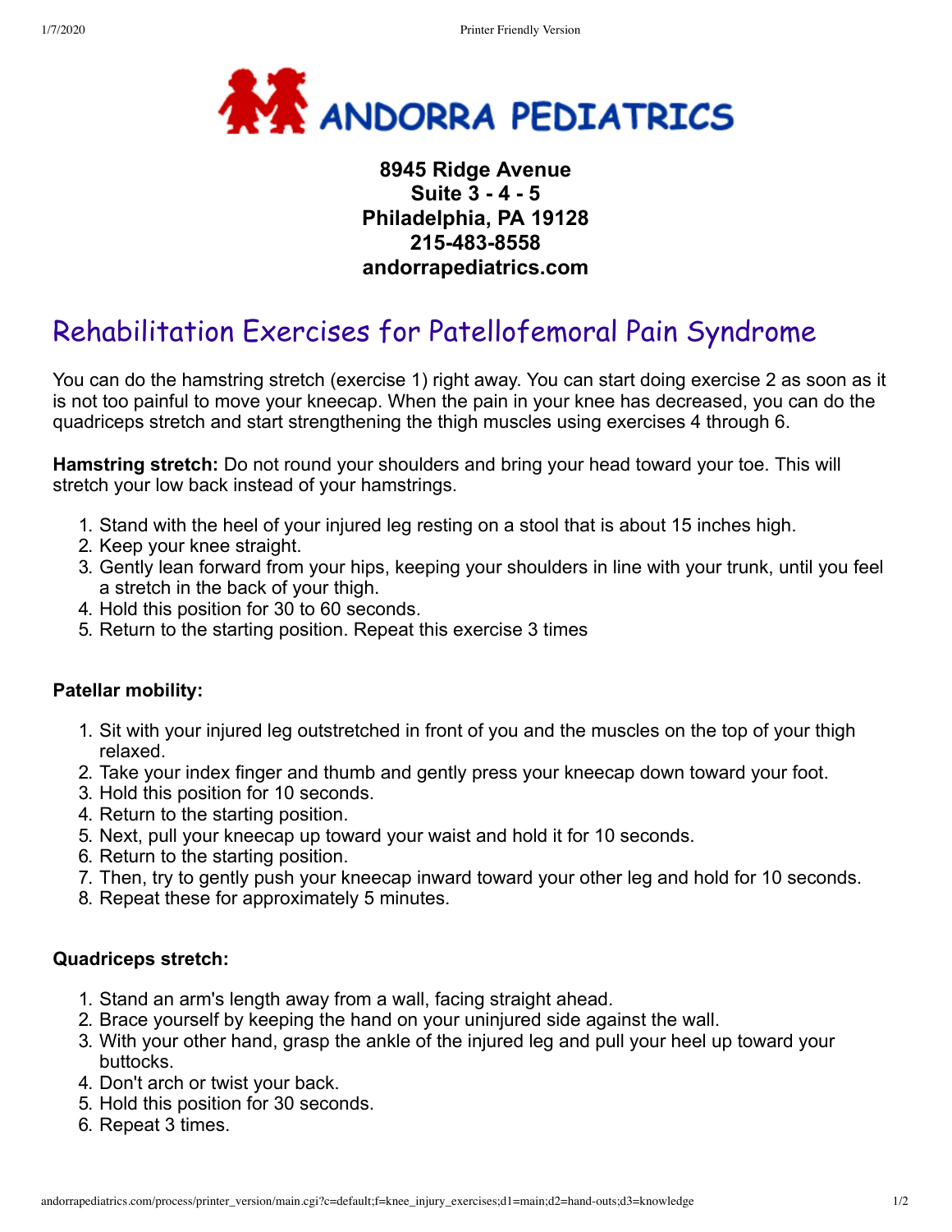# ANDORRA PEDIATRICS

**8945 Ridge Avenue**
**Suite 3 - 4 - 5**
**Philadelphia, PA 19128**
**215-483-8558**
**andorrapediatrics.com**

## Rehabilitation Exercises for Patellofemoral Pain Syndrome

You can do the hamstring stretch (exercise 1) right away. You can start doing exercise 2 as soon as it is not too painful to move your kneecap. When the pain in your knee has decreased, you can do the quadriceps stretch and start strengthening the thigh muscles using exercises 4 through 6.

**Hamstring stretch:** Do not round your shoulders and bring your head toward your toe. This will stretch your low back instead of your hamstrings.

1. Stand with the heel of your injured leg resting on a stool that is about 15 inches high.
2. Keep your knee straight.
3. Gently lean forward from your hips, keeping your shoulders in line with your trunk, until you feel a stretch in the back of your thigh.
4. Hold this position for 30 to 60 seconds.
5. Return to the starting position. Repeat this exercise 3 times

**Patellar mobility:**

1. Sit with your injured leg outstretched in front of you and the muscles on the top of your thigh relaxed.
2. Take your index finger and thumb and gently press your kneecap down toward your foot.
3. Hold this position for 10 seconds.
4. Return to the starting position.
5. Next, pull your kneecap up toward your waist and hold it for 10 seconds.
6. Return to the starting position.
7. Then, try to gently push your kneecap inward toward your other leg and hold for 10 seconds.
8. Repeat these for approximately 5 minutes.

**Quadriceps stretch:**

1. Stand an arm's length away from a wall, facing straight ahead.
2. Brace yourself by keeping the hand on your uninjured side against the wall.
3. With your other hand, grasp the ankle of the injured leg and pull your heel up toward your buttocks.
4. Don't arch or twist your back.
5. Hold this position for 30 seconds.
6. Repeat 3 times.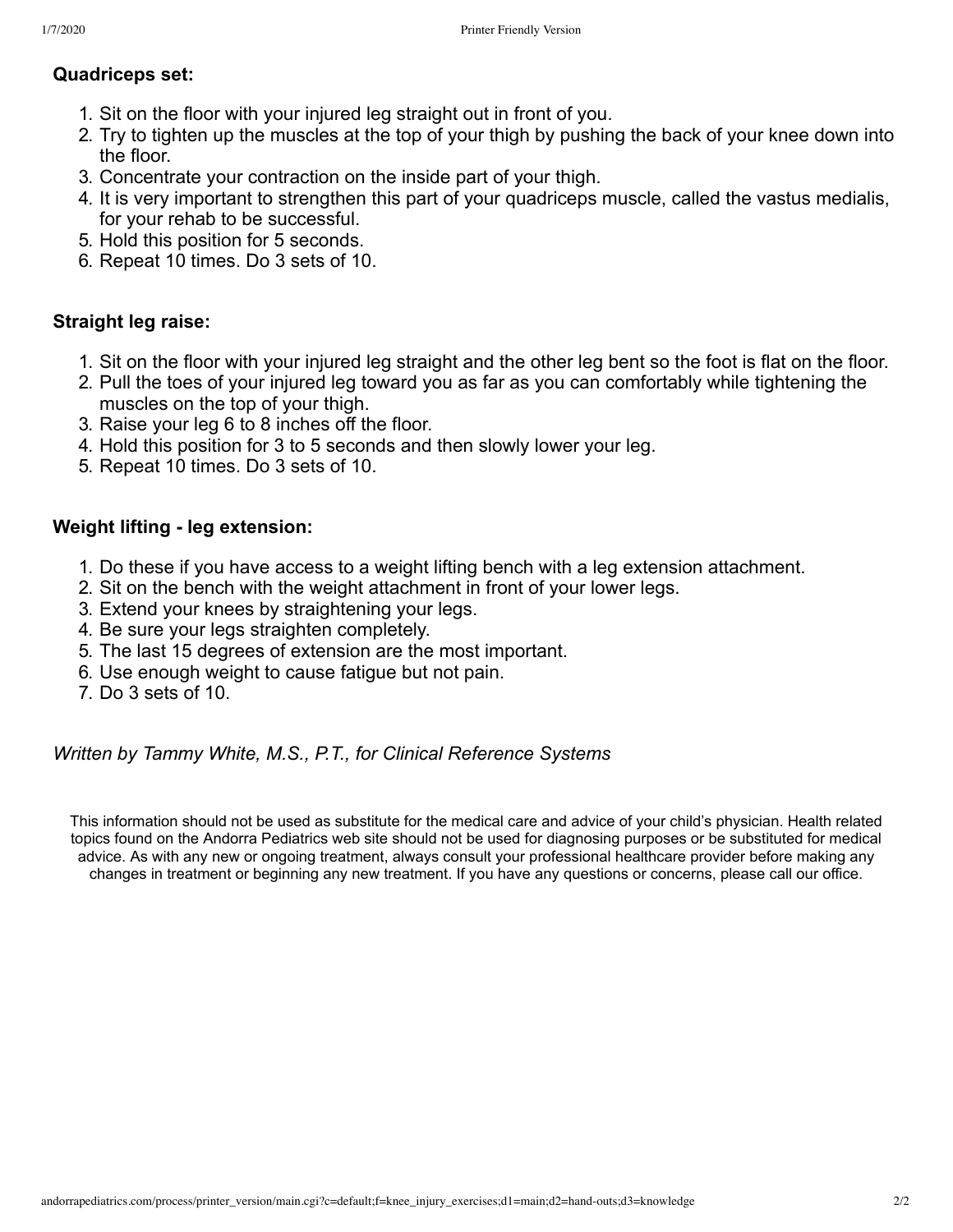**Quadriceps set:**

1. Sit on the floor with your injured leg straight out in front of you.
2. Try to tighten up the muscles at the top of your thigh by pushing the back of your knee down into the floor.
3. Concentrate your contraction on the inside part of your thigh.
4. It is very important to strengthen this part of your quadriceps muscle, called the vastus medialis, for your rehab to be successful.
5. Hold this position for 5 seconds.
6. Repeat 10 times. Do 3 sets of 10.

**Straight leg raise:**

1. Sit on the floor with your injured leg straight and the other leg bent so the foot is flat on the floor.
2. Pull the toes of your injured leg toward you as far as you can comfortably while tightening the muscles on the top of your thigh.
3. Raise your leg 6 to 8 inches off the floor.
4. Hold this position for 3 to 5 seconds and then slowly lower your leg.
5. Repeat 10 times. Do 3 sets of 10.

**Weight lifting - leg extension:**

1. Do these if you have access to a weight lifting bench with a leg extension attachment.
2. Sit on the bench with the weight attachment in front of your lower legs.
3. Extend your knees by straightening your legs.
4. Be sure your legs straighten completely.
5. The last 15 degrees of extension are the most important.
6. Use enough weight to cause fatigue but not pain.
7. Do 3 sets of 10.

*Written by Tammy White, M.S., P.T., for Clinical Reference Systems*

This information should not be used as substitute for the medical care and advice of your child's physician. Health related topics found on the Andorra Pediatrics web site should not be used for diagnosing purposes or be substituted for medical advice. As with any new or ongoing treatment, always consult your professional healthcare provider before making any changes in treatment or beginning any new treatment. If you have any questions or concerns, please call our office.